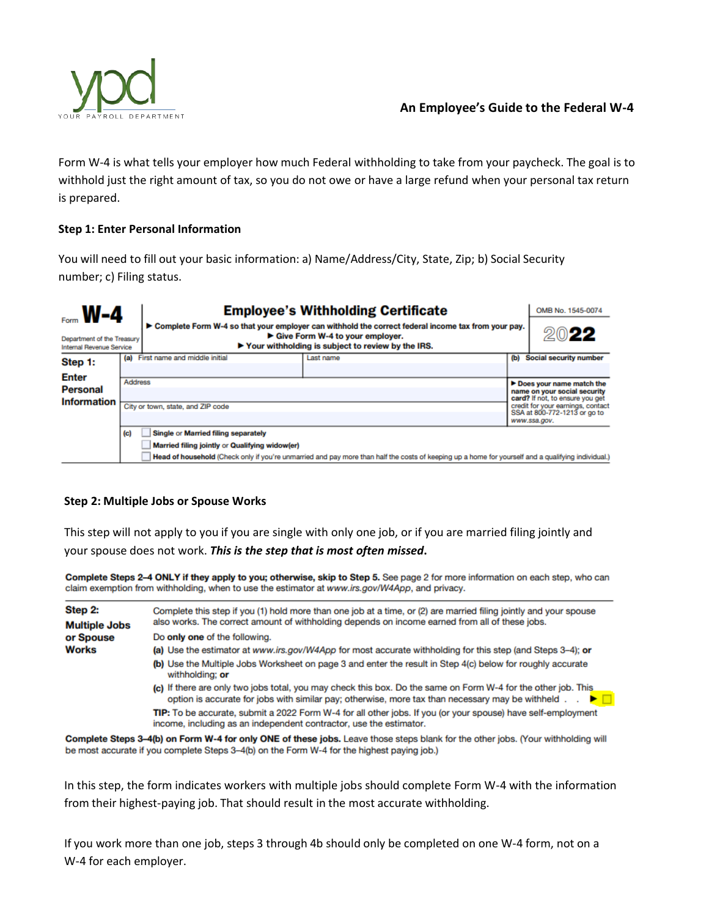YPD

YOUR PAYROLL DEPARTMENT

## An Employee's Guide to the Federal W-4

Form W-4 is what tells your employer how much Federal withholding to take from your paycheck. The goal is to withhold just the right amount of tax, so you do not owe or have a large refund when your personal tax return is prepared.

### Step 1: Enter Personal Information

You will need to fill out your basic information: a) Name/Address/City, State, Zip; b) Social Security number; c) Filing status.

| Form **W-4** Department of the Treasury Internal Revenue Service | **Employee's Withholding Certificate** ► Complete Form W-4 so that your employer can withhold the correct federal income tax from your pay. ► Give Form W-4 to your employer. ► Your withholding is subject to review by the IRS. | | OMB No. 1545-0074 **2022** |
|---|---|---|---|
| **Step 1: Enter Personal Information** | (a) First name and middle initial | Last name | (b) Social security number |
| | Address | | ► Does your name match the name on your social security card? If not, to ensure you get credit for your earnings, contact SSA at 800-772-1213 or go to www.ssa.gov. |
| | City or town, state, and ZIP code | | |
| | (c) ☐ Single or Married filing separately ☐ Married filing jointly or Qualifying widow(er) ☐ Head of household (Check only if you're unmarried and pay more than half the costs of keeping up a home for yourself and a qualifying individual.) | | |

### Step 2: Multiple Jobs or Spouse Works

This step will not apply to you if you are single with only one job, or if you are married filing jointly and your spouse does not work. ***This is the step that is most often missed*.**

**Complete Steps 2–4 ONLY if they apply to you; otherwise, skip to Step 5.** See page 2 for more information on each step, who can claim exemption from withholding, when to use the estimator at www.irs.gov/W4App, and privacy.

| | |
|---|---|
| **Step 2: Multiple Jobs or Spouse Works** | Complete this step if you (1) hold more than one job at a time, or (2) are married filing jointly and your spouse also works. The correct amount of withholding depends on income earned from all of these jobs.<br><br>Do **only one** of the following.<br>**(a)** Use the estimator at www.irs.gov/W4App for most accurate withholding for this step (and Steps 3–4); **or**<br>**(b)** Use the Multiple Jobs Worksheet on page 3 and enter the result in Step 4(c) below for roughly accurate withholding; **or**<br>**(c)** If there are only two jobs total, you may check this box. Do the same on Form W-4 for the other job. This option is accurate for jobs with similar pay; otherwise, more tax than necessary may be withheld . . . ► ☐<br><br>**TIP:** To be accurate, submit a 2022 Form W-4 for all other jobs. If you (or your spouse) have self-employment income, including as an independent contractor, use the estimator. |

**Complete Steps 3–4(b) on Form W-4 for only ONE of these jobs.** Leave those steps blank for the other jobs. (Your withholding will be most accurate if you complete Steps 3–4(b) on the Form W-4 for the highest paying job.)

In this step, the form indicates workers with multiple jobs should complete Form W-4 with the information from their highest-paying job. That should result in the most accurate withholding.

If you work more than one job, steps 3 through 4b should only be completed on one W-4 form, not on a W-4 for each employer.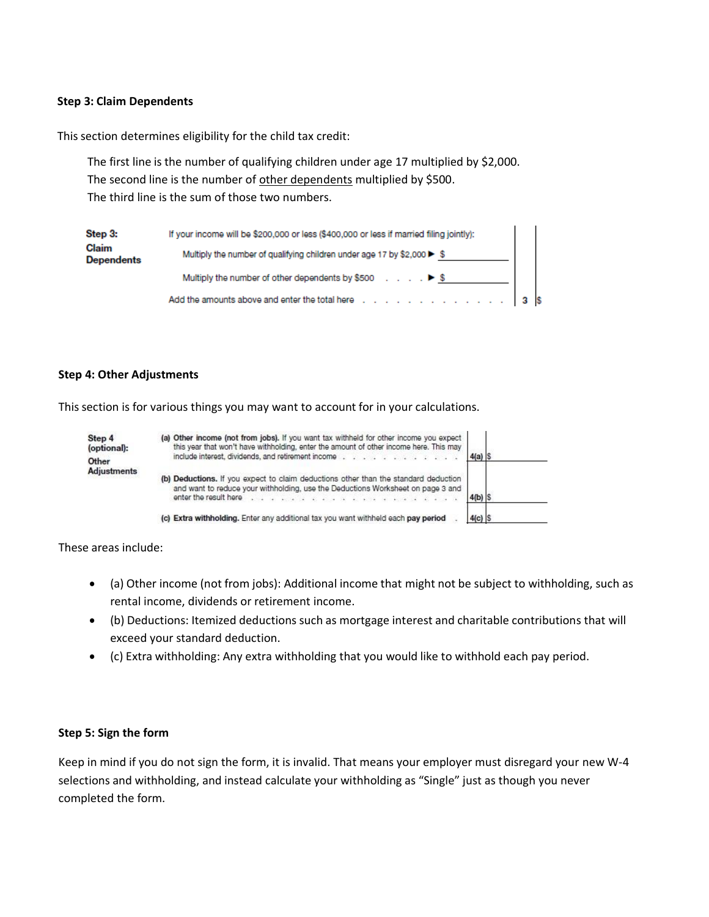**Step 3: Claim Dependents**

This section determines eligibility for the child tax credit:

The first line is the number of qualifying children under age 17 multiplied by $2,000.
The second line is the number of other dependents multiplied by $500.
The third line is the sum of those two numbers.

| **Step 3: Claim Dependents** | If your income will be $200,000 or less ($400,000 or less if married filing jointly): | | |
|---|---|---|---|
| | Multiply the number of qualifying children under age 17 by $2,000 ► $ | | |
| | Multiply the number of other dependents by $500 . . . . ► $ | | |
| | Add the amounts above and enter the total here . . . . . . . . . . . . . . | 3 | $ |

**Step 4: Other Adjustments**

This section is for various things you may want to account for in your calculations.

| **Step 4 (optional): Other Adjustments** | | | |
|---|---|---|---|
| | **(a) Other income (not from jobs).** If you want tax withheld for other income you expect this year that won't have withholding, enter the amount of other income here. This may include interest, dividends, and retirement income . . . . . . . . . . . . | 4(a) | $ |
| | **(b) Deductions.** If you expect to claim deductions other than the standard deduction and want to reduce your withholding, use the Deductions Worksheet on page 3 and enter the result here . . . . . . . . . . . . . . . . . . . . . | 4(b) | $ |
| | **(c) Extra withholding.** Enter any additional tax you want withheld each **pay period** . | 4(c) | $ |

These areas include:

- (a) Other income (not from jobs): Additional income that might not be subject to withholding, such as rental income, dividends or retirement income.
- (b) Deductions: Itemized deductions such as mortgage interest and charitable contributions that will exceed your standard deduction.
- (c) Extra withholding: Any extra withholding that you would like to withhold each pay period.

**Step 5: Sign the form**

Keep in mind if you do not sign the form, it is invalid. That means your employer must disregard your new W-4 selections and withholding, and instead calculate your withholding as "Single" just as though you never completed the form.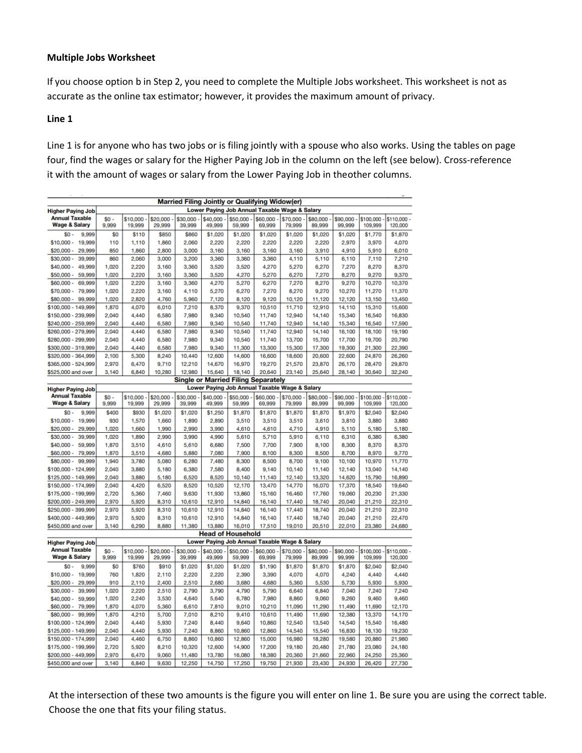**Multiple Jobs Worksheet**

If you choose option b in Step 2, you need to complete the Multiple Jobs worksheet. This worksheet is not as accurate as the online tax estimator; however, it provides the maximum amount of privacy.

**Line 1**

Line 1 is for anyone who has two jobs or is filing jointly with a spouse who also works. Using the tables on page four, find the wages or salary for the Higher Paying Job in the column on the left (see below). Cross-reference it with the amount of wages or salary from the Lower Paying Job in theother columns.

**Married Filing Jointly or Qualifying Widow(er)**

| Higher Paying Job Annual Taxable Wage & Salary | Lower Paying Job Annual Taxable Wage & Salary | | | | | | | | | | | |
|---|---|---|---|---|---|---|---|---|---|---|---|---|
| | $0 - 9,999 | $10,000 - 19,999 | $20,000 - 29,999 | $30,000 - 39,999 | $40,000 - 49,999 | $50,000 - 59,999 | $60,000 - 69,999 | $70,000 - 79,999 | $80,000 - 89,999 | $90,000 - 99,999 | $100,000 - 109,999 | $110,000 - 120,000 |
| $0 - 9,999 | $0 | $110 | $850 | $860 | $1,020 | $1,020 | $1,020 | $1,020 | $1,020 | $1,020 | $1,770 | $1,870 |
| $10,000 - 19,999 | 110 | 1,110 | 1,860 | 2,060 | 2,220 | 2,220 | 2,220 | 2,220 | 2,220 | 2,970 | 3,970 | 4,070 |
| $20,000 - 29,999 | 850 | 1,860 | 2,800 | 3,000 | 3,160 | 3,160 | 3,160 | 3,160 | 3,910 | 4,910 | 5,910 | 6,010 |
| $30,000 - 39,999 | 860 | 2,060 | 3,000 | 3,200 | 3,360 | 3,360 | 3,360 | 4,110 | 5,110 | 6,110 | 7,110 | 7,210 |
| $40,000 - 49,999 | 1,020 | 2,220 | 3,160 | 3,360 | 3,520 | 3,520 | 4,270 | 5,270 | 6,270 | 7,270 | 8,270 | 8,370 |
| $50,000 - 59,999 | 1,020 | 2,220 | 3,160 | 3,360 | 3,520 | 4,270 | 5,270 | 6,270 | 7,270 | 8,270 | 9,270 | 9,370 |
| $60,000 - 69,999 | 1,020 | 2,220 | 3,160 | 3,360 | 4,270 | 5,270 | 6,270 | 7,270 | 8,270 | 9,270 | 10,270 | 10,370 |
| $70,000 - 79,999 | 1,020 | 2,220 | 3,160 | 4,110 | 5,270 | 6,270 | 7,270 | 8,270 | 9,270 | 10,270 | 11,270 | 11,370 |
| $80,000 - 99,999 | 1,020 | 2,820 | 4,760 | 5,960 | 7,120 | 8,120 | 9,120 | 10,120 | 11,120 | 12,120 | 13,150 | 13,450 |
| $100,000 - 149,999 | 1,870 | 4,070 | 6,010 | 7,210 | 8,370 | 9,370 | 10,510 | 11,710 | 12,910 | 14,110 | 15,310 | 15,600 |
| $150,000 - 239,999 | 2,040 | 4,440 | 6,580 | 7,980 | 9,340 | 10,540 | 11,740 | 12,940 | 14,140 | 15,340 | 16,540 | 16,830 |
| $240,000 - 259,999 | 2,040 | 4,440 | 6,580 | 7,980 | 9,340 | 10,540 | 11,740 | 12,940 | 14,140 | 15,340 | 16,540 | 17,590 |
| $260,000 - 279,999 | 2,040 | 4,440 | 6,580 | 7,980 | 9,340 | 10,540 | 11,740 | 12,940 | 14,140 | 16,100 | 18,100 | 19,190 |
| $280,000 - 299,999 | 2,040 | 4,440 | 6,580 | 7,980 | 9,340 | 10,540 | 11,740 | 13,700 | 15,700 | 17,700 | 19,700 | 20,790 |
| $300,000 - 319,999 | 2,040 | 4,440 | 6,580 | 7,980 | 9,340 | 11,300 | 13,300 | 15,300 | 17,300 | 19,300 | 21,300 | 22,390 |
| $320,000 - 364,999 | 2,100 | 5,300 | 8,240 | 10,440 | 12,600 | 14,600 | 16,600 | 18,600 | 20,600 | 22,600 | 24,870 | 26,260 |
| $365,000 - 524,999 | 2,970 | 6,470 | 9,710 | 12,210 | 14,670 | 16,970 | 19,270 | 21,570 | 23,870 | 26,170 | 28,470 | 29,870 |
| $525,000 and over | 3,140 | 6,840 | 10,280 | 12,980 | 15,640 | 18,140 | 20,640 | 23,140 | 25,640 | 28,140 | 30,640 | 32,240 |

**Single or Married Filing Separately**

| Higher Paying Job Annual Taxable Wage & Salary | Lower Paying Job Annual Taxable Wage & Salary | | | | | | | | | | | |
|---|---|---|---|---|---|---|---|---|---|---|---|---|
| | $0 - 9,999 | $10,000 - 19,999 | $20,000 - 29,999 | $30,000 - 39,999 | $40,000 - 49,999 | $50,000 - 59,999 | $60,000 - 69,999 | $70,000 - 79,999 | $80,000 - 89,999 | $90,000 - 99,999 | $100,000 - 109,999 | $110,000 - 120,000 |
| $0 - 9,999 | $400 | $930 | $1,020 | $1,020 | $1,250 | $1,870 | $1,870 | $1,870 | $1,870 | $1,970 | $2,040 | $2,040 |
| $10,000 - 19,999 | 930 | 1,570 | 1,660 | 1,890 | 2,890 | 3,510 | 3,510 | 3,510 | 3,610 | 3,810 | 3,880 | 3,880 |
| $20,000 - 29,999 | 1,020 | 1,660 | 1,990 | 2,990 | 3,990 | 4,610 | 4,610 | 4,710 | 4,910 | 5,110 | 5,180 | 5,180 |
| $30,000 - 39,999 | 1,020 | 1,890 | 2,990 | 3,990 | 4,990 | 5,610 | 5,710 | 5,910 | 6,110 | 6,310 | 6,380 | 6,380 |
| $40,000 - 59,999 | 1,870 | 3,510 | 4,610 | 5,610 | 6,680 | 7,500 | 7,700 | 7,900 | 8,100 | 8,300 | 8,370 | 8,370 |
| $60,000 - 79,999 | 1,870 | 3,510 | 4,680 | 5,880 | 7,080 | 7,900 | 8,100 | 8,300 | 8,500 | 8,700 | 8,970 | 9,770 |
| $80,000 - 99,999 | 1,940 | 3,780 | 5,080 | 6,280 | 7,480 | 8,300 | 8,500 | 8,700 | 9,100 | 10,100 | 10,970 | 11,770 |
| $100,000 - 124,999 | 2,040 | 3,880 | 5,180 | 6,380 | 7,580 | 8,400 | 9,140 | 10,140 | 11,140 | 12,140 | 13,040 | 14,140 |
| $125,000 - 149,999 | 2,040 | 3,880 | 5,180 | 6,520 | 8,520 | 10,140 | 11,140 | 12,140 | 13,320 | 14,620 | 15,790 | 16,890 |
| $150,000 - 174,999 | 2,040 | 4,420 | 6,520 | 8,520 | 10,520 | 12,170 | 13,470 | 14,770 | 16,070 | 17,370 | 18,540 | 19,640 |
| $175,000 - 199,999 | 2,720 | 5,360 | 7,460 | 9,630 | 11,930 | 13,860 | 15,160 | 16,460 | 17,760 | 19,060 | 20,230 | 21,330 |
| $200,000 - 249,999 | 2,970 | 5,920 | 8,310 | 10,610 | 12,910 | 14,840 | 16,140 | 17,440 | 18,740 | 20,040 | 21,210 | 22,310 |
| $250,000 - 399,999 | 2,970 | 5,920 | 8,310 | 10,610 | 12,910 | 14,840 | 16,140 | 17,440 | 18,740 | 20,040 | 21,210 | 22,310 |
| $400,000 - 449,999 | 2,970 | 5,920 | 8,310 | 10,610 | 12,910 | 14,840 | 16,140 | 17,440 | 18,740 | 20,040 | 21,210 | 22,470 |
| $450,000 and over | 3,140 | 6,290 | 8,880 | 11,380 | 13,880 | 16,010 | 17,510 | 19,010 | 20,510 | 22,010 | 23,380 | 24,680 |

**Head of Household**

| Higher Paying Job Annual Taxable Wage & Salary | Lower Paying Job Annual Taxable Wage & Salary | | | | | | | | | | | |
|---|---|---|---|---|---|---|---|---|---|---|---|---|
| | $0 - 9,999 | $10,000 - 19,999 | $20,000 - 29,999 | $30,000 - 39,999 | $40,000 - 49,999 | $50,000 - 59,999 | $60,000 - 69,999 | $70,000 - 79,999 | $80,000 - 89,999 | $90,000 - 99,999 | $100,000 - 109,999 | $110,000 - 120,000 |
| $0 - 9,999 | $0 | $760 | $910 | $1,020 | $1,020 | $1,020 | $1,190 | $1,870 | $1,870 | $1,870 | $2,040 | $2,040 |
| $10,000 - 19,999 | 760 | 1,820 | 2,110 | 2,220 | 2,220 | 2,390 | 3,390 | 4,070 | 4,070 | 4,240 | 4,440 | 4,440 |
| $20,000 - 29,999 | 910 | 2,110 | 2,400 | 2,510 | 2,680 | 3,680 | 4,680 | 5,360 | 5,530 | 5,730 | 5,930 | 5,930 |
| $30,000 - 39,999 | 1,020 | 2,220 | 2,510 | 2,790 | 3,790 | 4,790 | 5,790 | 6,640 | 6,840 | 7,040 | 7,240 | 7,240 |
| $40,000 - 59,999 | 1,020 | 2,240 | 3,530 | 4,640 | 5,640 | 6,780 | 7,980 | 8,860 | 9,060 | 9,260 | 9,460 | 9,460 |
| $60,000 - 79,999 | 1,870 | 4,070 | 5,360 | 6,610 | 7,810 | 9,010 | 10,210 | 11,090 | 11,290 | 11,490 | 11,690 | 12,170 |
| $80,000 - 99,999 | 1,870 | 4,210 | 5,700 | 7,010 | 8,210 | 9,410 | 10,610 | 11,490 | 11,690 | 12,380 | 13,370 | 14,170 |
| $100,000 - 124,999 | 2,040 | 4,440 | 5,930 | 7,240 | 8,440 | 9,640 | 10,860 | 12,540 | 13,540 | 14,540 | 15,540 | 16,480 |
| $125,000 - 149,999 | 2,040 | 4,440 | 5,930 | 7,240 | 8,860 | 10,860 | 12,860 | 14,540 | 15,540 | 16,830 | 18,130 | 19,230 |
| $150,000 - 174,999 | 2,040 | 4,460 | 6,750 | 8,860 | 10,860 | 12,860 | 15,000 | 16,980 | 18,280 | 19,580 | 20,880 | 21,980 |
| $175,000 - 199,999 | 2,720 | 5,920 | 8,210 | 10,320 | 12,600 | 14,900 | 17,200 | 19,180 | 20,480 | 21,780 | 23,080 | 24,180 |
| $200,000 - 449,999 | 2,970 | 6,470 | 9,060 | 11,480 | 13,780 | 16,080 | 18,380 | 20,360 | 21,660 | 22,960 | 24,250 | 25,360 |
| $450,000 and over | 3,140 | 6,840 | 9,630 | 12,250 | 14,750 | 17,250 | 19,750 | 21,930 | 23,430 | 24,930 | 26,420 | 27,730 |

At the intersection of these two amounts is the figure you will enter on line 1. Be sure you are using the correct table. Choose the one that fits your filing status.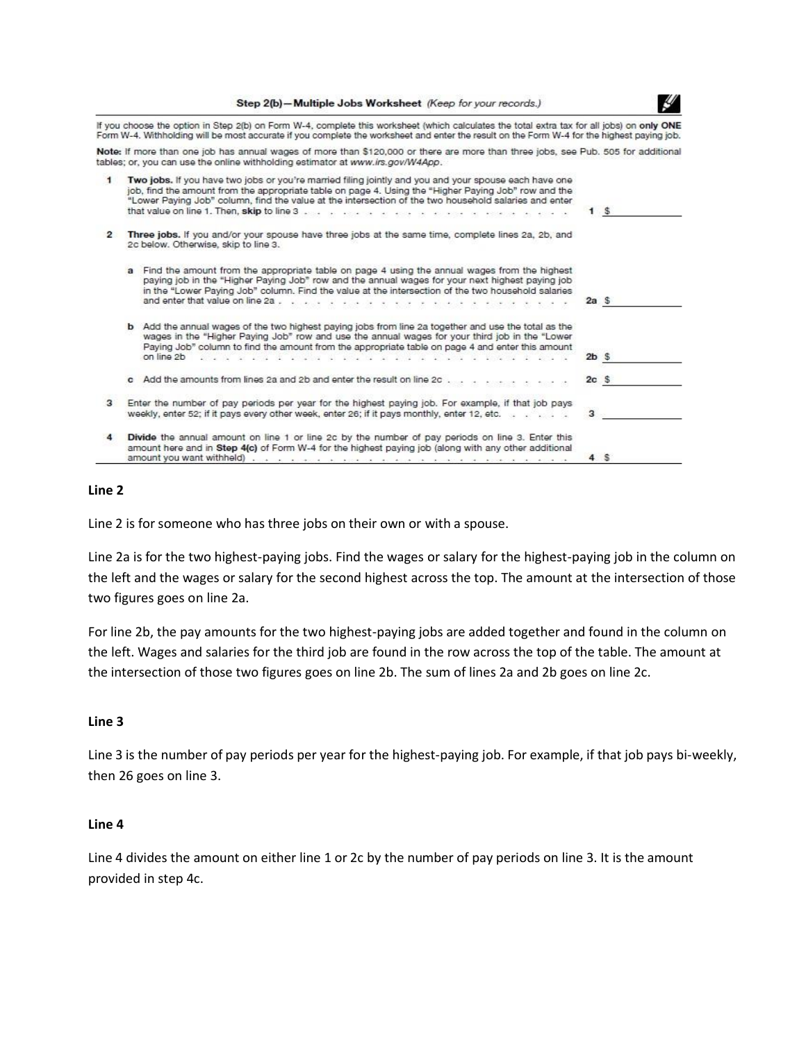**Step 2(b)—Multiple Jobs Worksheet** *(Keep for your records.)*

If you choose the option in Step 2(b) on Form W-4, complete this worksheet (which calculates the total extra tax for all jobs) on **only ONE** Form W-4. Withholding will be most accurate if you complete the worksheet and enter the result on the Form W-4 for the highest paying job.

**Note:** If more than one job has annual wages of more than $120,000 or there are more than three jobs, see Pub. 505 for additional tables; or, you can use the online withholding estimator at *www.irs.gov/W4App*.

**1** **Two jobs.** If you have two jobs or you're married filing jointly and you and your spouse each have one job, find the amount from the appropriate table on page 4. Using the "Higher Paying Job" row and the "Lower Paying Job" column, find the value at the intersection of the two household salaries and enter that value on line 1. Then, **skip** to line 3 . . . . . . . . . . . . . . . . . . . . . . **1** $ ________

**2** **Three jobs.** If you and/or your spouse have three jobs at the same time, complete lines 2a, 2b, and 2c below. Otherwise, skip to line 3.

**a** Find the amount from the appropriate table on page 4 using the annual wages from the highest paying job in the "Higher Paying Job" row and the annual wages for your next highest paying job in the "Lower Paying Job" column. Find the value at the intersection of the two household salaries and enter that value on line 2a . . . . . . . . . . . . . . . . . . . . . . **2a** $ ________

**b** Add the annual wages of the two highest paying jobs from line 2a together and use the total as the wages in the "Higher Paying Job" row and use the annual wages for your third job in the "Lower Paying Job" column to find the amount from the appropriate table on page 4 and enter this amount on line 2b . . . . . . . . . . . . . . . . . . . . . . **2b** $ ________

**c** Add the amounts from lines 2a and 2b and enter the result on line 2c . . . . . . . . . . **2c** $ ________

**3** Enter the number of pay periods per year for the highest paying job. For example, if that job pays weekly, enter 52; if it pays every other week, enter 26; if it pays monthly, enter 12, etc. . . . . . **3** ________

**4** **Divide** the annual amount on line 1 or line 2c by the number of pay periods on line 3. Enter this amount here and in **Step 4(c)** of Form W-4 for the highest paying job (along with any other additional amount you want withheld) . . . . . . . . . . . . . . . . . . . . . . **4** $ ________

**Line 2**

Line 2 is for someone who has three jobs on their own or with a spouse.

Line 2a is for the two highest-paying jobs. Find the wages or salary for the highest-paying job in the column on the left and the wages or salary for the second highest across the top. The amount at the intersection of those two figures goes on line 2a.

For line 2b, the pay amounts for the two highest-paying jobs are added together and found in the column on the left. Wages and salaries for the third job are found in the row across the top of the table. The amount at the intersection of those two figures goes on line 2b. The sum of lines 2a and 2b goes on line 2c.

**Line 3**

Line 3 is the number of pay periods per year for the highest-paying job. For example, if that job pays bi-weekly, then 26 goes on line 3.

**Line 4**

Line 4 divides the amount on either line 1 or 2c by the number of pay periods on line 3. It is the amount provided in step 4c.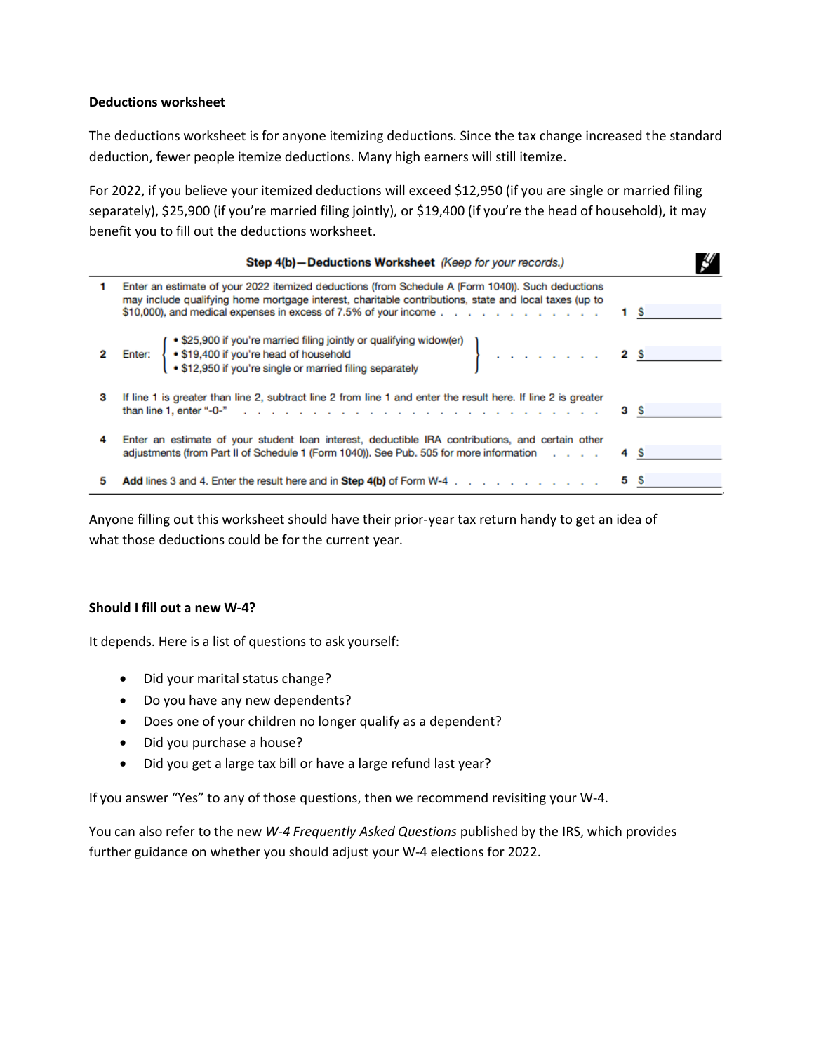**Deductions worksheet**

The deductions worksheet is for anyone itemizing deductions. Since the tax change increased the standard deduction, fewer people itemize deductions. Many high earners will still itemize.

For 2022, if you believe your itemized deductions will exceed $12,950 (if you are single or married filing separately), $25,900 (if you're married filing jointly), or $19,400 (if you're the head of household), it may benefit you to fill out the deductions worksheet.

**Step 4(b)—Deductions Worksheet** *(Keep for your records.)*

| | | | |
|---|---|---|---|
| 1 | Enter an estimate of your 2022 itemized deductions (from Schedule A (Form 1040)). Such deductions may include qualifying home mortgage interest, charitable contributions, state and local taxes (up to $10,000), and medical expenses in excess of 7.5% of your income | 1 | $ |
| 2 | Enter: • $25,900 if you're married filing jointly or qualifying widow(er) • $19,400 if you're head of household • $12,950 if you're single or married filing separately | 2 | $ |
| 3 | If line 1 is greater than line 2, subtract line 2 from line 1 and enter the result here. If line 2 is greater than line 1, enter "-0-" | 3 | $ |
| 4 | Enter an estimate of your student loan interest, deductible IRA contributions, and certain other adjustments (from Part II of Schedule 1 (Form 1040)). See Pub. 505 for more information | 4 | $ |
| 5 | **Add** lines 3 and 4. Enter the result here and in **Step 4(b)** of Form W-4 | 5 | $ |

Anyone filling out this worksheet should have their prior-year tax return handy to get an idea of what those deductions could be for the current year.

**Should I fill out a new W-4?**

It depends. Here is a list of questions to ask yourself:

- Did your marital status change?
- Do you have any new dependents?
- Does one of your children no longer qualify as a dependent?
- Did you purchase a house?
- Did you get a large tax bill or have a large refund last year?

If you answer "Yes" to any of those questions, then we recommend revisiting your W-4.

You can also refer to the new *W-4 Frequently Asked Questions* published by the IRS, which provides further guidance on whether you should adjust your W-4 elections for 2022.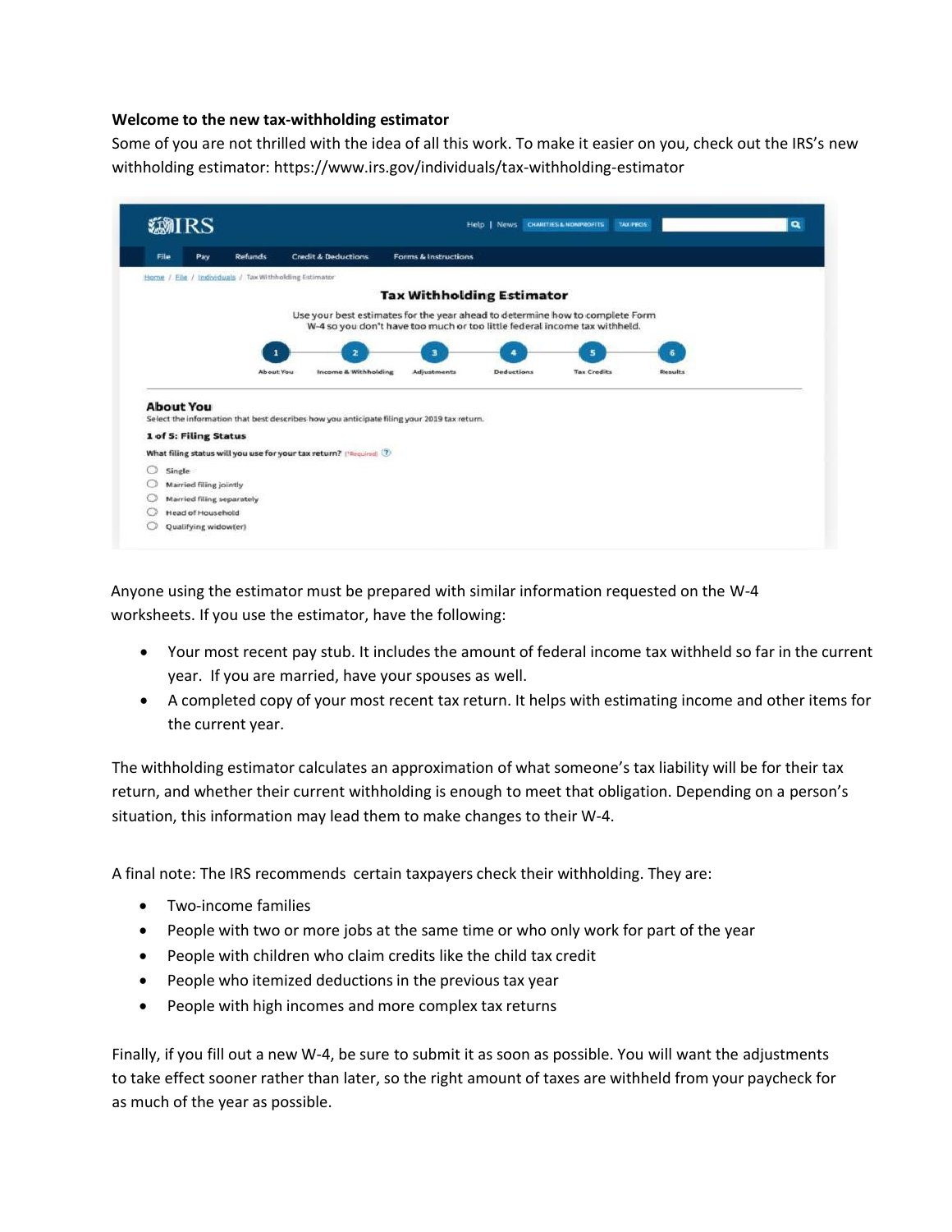**Welcome to the new tax-withholding estimator**

Some of you are not thrilled with the idea of all this work. To make it easier on you, check out the IRS's new withholding estimator: https://www.irs.gov/individuals/tax-withholding-estimator

Anyone using the estimator must be prepared with similar information requested on the W-4 worksheets. If you use the estimator, have the following:

- Your most recent pay stub. It includes the amount of federal income tax withheld so far in the current year. If you are married, have your spouses as well.
- A completed copy of your most recent tax return. It helps with estimating income and other items for the current year.

The withholding estimator calculates an approximation of what someone's tax liability will be for their tax return, and whether their current withholding is enough to meet that obligation. Depending on a person's situation, this information may lead them to make changes to their W-4.

A final note: The IRS recommends certain taxpayers check their withholding. They are:

- Two-income families
- People with two or more jobs at the same time or who only work for part of the year
- People with children who claim credits like the child tax credit
- People who itemized deductions in the previous tax year
- People with high incomes and more complex tax returns

Finally, if you fill out a new W-4, be sure to submit it as soon as possible. You will want the adjustments to take effect sooner rather than later, so the right amount of taxes are withheld from your paycheck for as much of the year as possible.